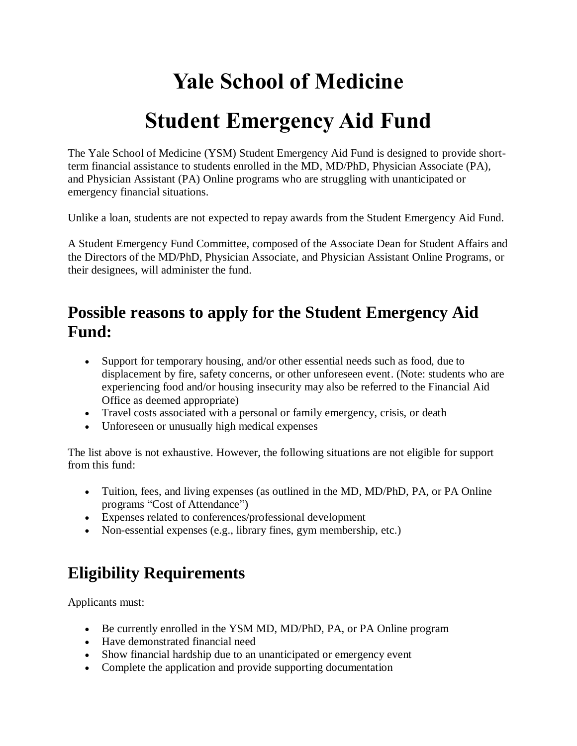# Yale School of Medicine

# Student Emergency Aid Fund

The Yale School of Medicine (YSM) Student Emergency Aid Fund is designed to provide short-term financial assistance to students enrolled in the MD, MD/PhD, Physician Associate (PA), and Physician Assistant (PA) Online programs who are struggling with unanticipated or emergency financial situations.

Unlike a loan, students are not expected to repay awards from the Student Emergency Aid Fund.

A Student Emergency Fund Committee, composed of the Associate Dean for Student Affairs and the Directors of the MD/PhD, Physician Associate, and Physician Assistant Online Programs, or their designees, will administer the fund.

## Possible reasons to apply for the Student Emergency Aid Fund:

- Support for temporary housing, and/or other essential needs such as food, due to displacement by fire, safety concerns, or other unforeseen event. (Note: students who are experiencing food and/or housing insecurity may also be referred to the Financial Aid Office as deemed appropriate)
- Travel costs associated with a personal or family emergency, crisis, or death
- Unforeseen or unusually high medical expenses

The list above is not exhaustive. However, the following situations are not eligible for support from this fund:

- Tuition, fees, and living expenses (as outlined in the MD, MD/PhD, PA, or PA Online programs "Cost of Attendance")
- Expenses related to conferences/professional development
- Non-essential expenses (e.g., library fines, gym membership, etc.)

## Eligibility Requirements

Applicants must:

- Be currently enrolled in the YSM MD, MD/PhD, PA, or PA Online program
- Have demonstrated financial need
- Show financial hardship due to an unanticipated or emergency event
- Complete the application and provide supporting documentation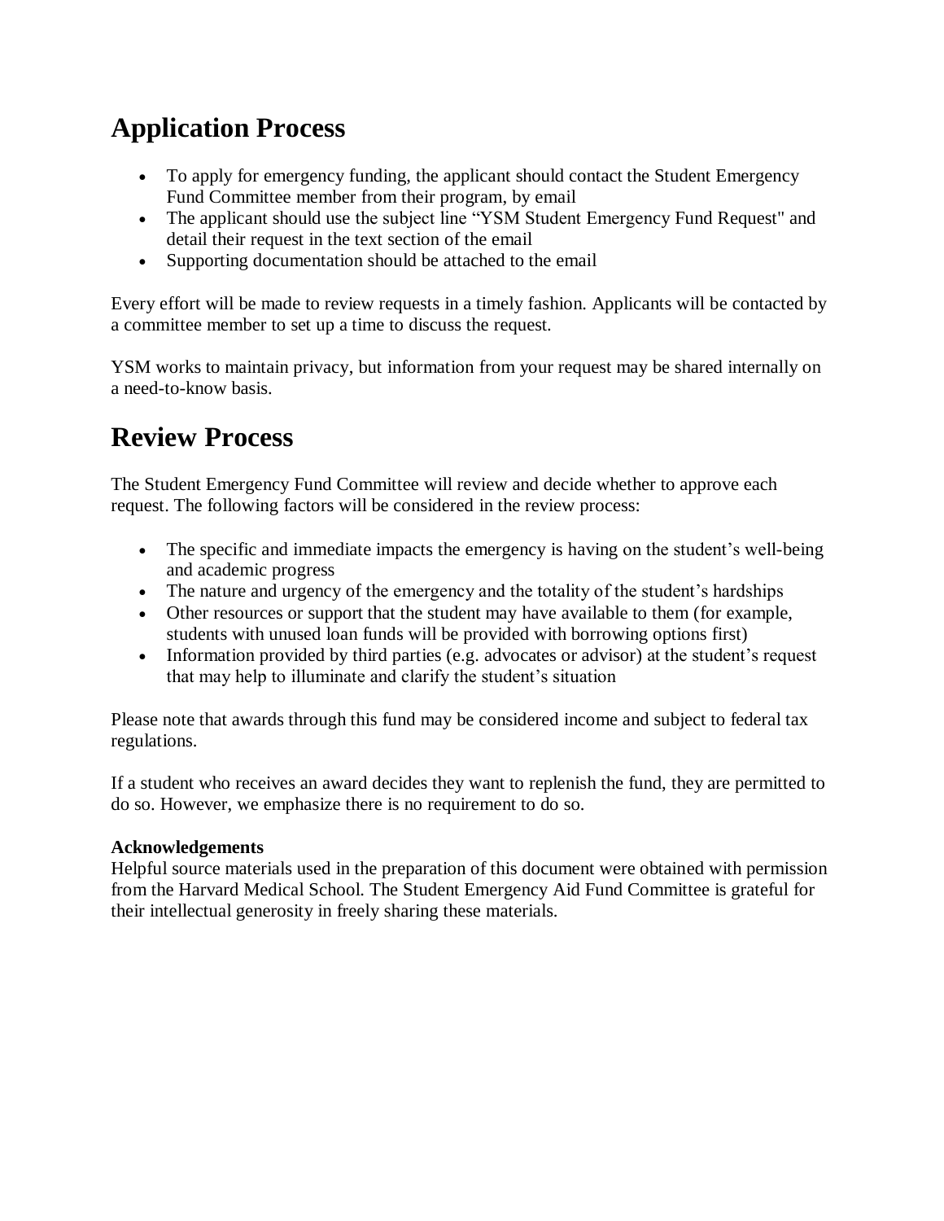## Application Process

- To apply for emergency funding, the applicant should contact the Student Emergency Fund Committee member from their program, by email
- The applicant should use the subject line "YSM Student Emergency Fund Request" and detail their request in the text section of the email
- Supporting documentation should be attached to the email

Every effort will be made to review requests in a timely fashion. Applicants will be contacted by a committee member to set up a time to discuss the request.

YSM works to maintain privacy, but information from your request may be shared internally on a need-to-know basis.

## Review Process

The Student Emergency Fund Committee will review and decide whether to approve each request. The following factors will be considered in the review process:

- The specific and immediate impacts the emergency is having on the student's well-being and academic progress
- The nature and urgency of the emergency and the totality of the student's hardships
- Other resources or support that the student may have available to them (for example, students with unused loan funds will be provided with borrowing options first)
- Information provided by third parties (e.g. advocates or advisor) at the student's request that may help to illuminate and clarify the student's situation

Please note that awards through this fund may be considered income and subject to federal tax regulations.

If a student who receives an award decides they want to replenish the fund, they are permitted to do so. However, we emphasize there is no requirement to do so.

**Acknowledgements**
Helpful source materials used in the preparation of this document were obtained with permission from the Harvard Medical School. The Student Emergency Aid Fund Committee is grateful for their intellectual generosity in freely sharing these materials.